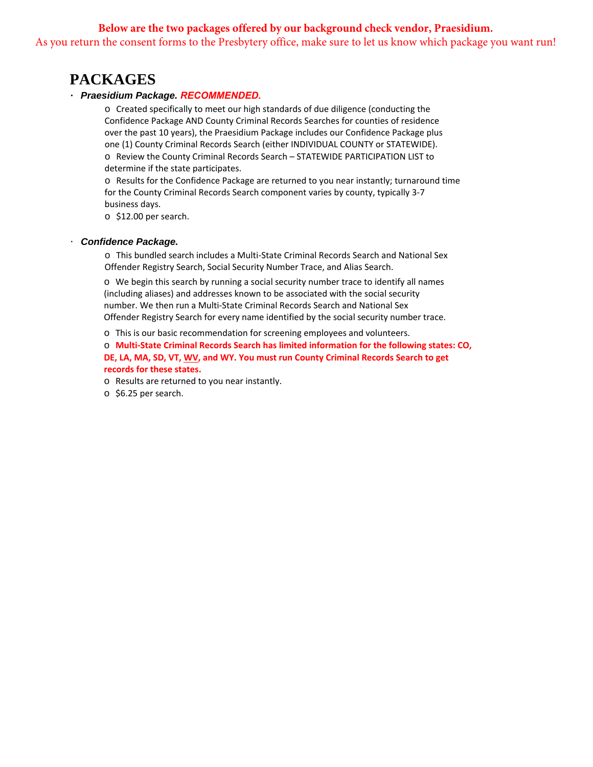**Below are the two packages offered by our background check vendor, Praesidium.**

As you return the consent forms to the Presbytery office, make sure to let us know which package you want run!

# PACKAGES

- ***Praesidium Package. RECOMMENDED.***
  - Created specifically to meet our high standards of due diligence (conducting the Confidence Package AND County Criminal Records Searches for counties of residence over the past 10 years), the Praesidium Package includes our Confidence Package plus one (1) County Criminal Records Search (either INDIVIDUAL COUNTY or STATEWIDE).
  - Review the County Criminal Records Search – STATEWIDE PARTICIPATION LIST to determine if the state participates.
  - Results for the Confidence Package are returned to you near instantly; turnaround time for the County Criminal Records Search component varies by county, typically 3-7 business days.
  - $12.00 per search.

- ***Confidence Package.***
  - This bundled search includes a Multi-State Criminal Records Search and National Sex Offender Registry Search, Social Security Number Trace, and Alias Search.
  - We begin this search by running a social security number trace to identify all names (including aliases) and addresses known to be associated with the social security number. We then run a Multi-State Criminal Records Search and National Sex Offender Registry Search for every name identified by the social security number trace.
  - This is our basic recommendation for screening employees and volunteers.
  - **Multi-State Criminal Records Search has limited information for the following states: CO, DE, LA, MA, SD, VT, WV, and WY. You must run County Criminal Records Search to get records for these states.**
  - Results are returned to you near instantly.
  - $6.25 per search.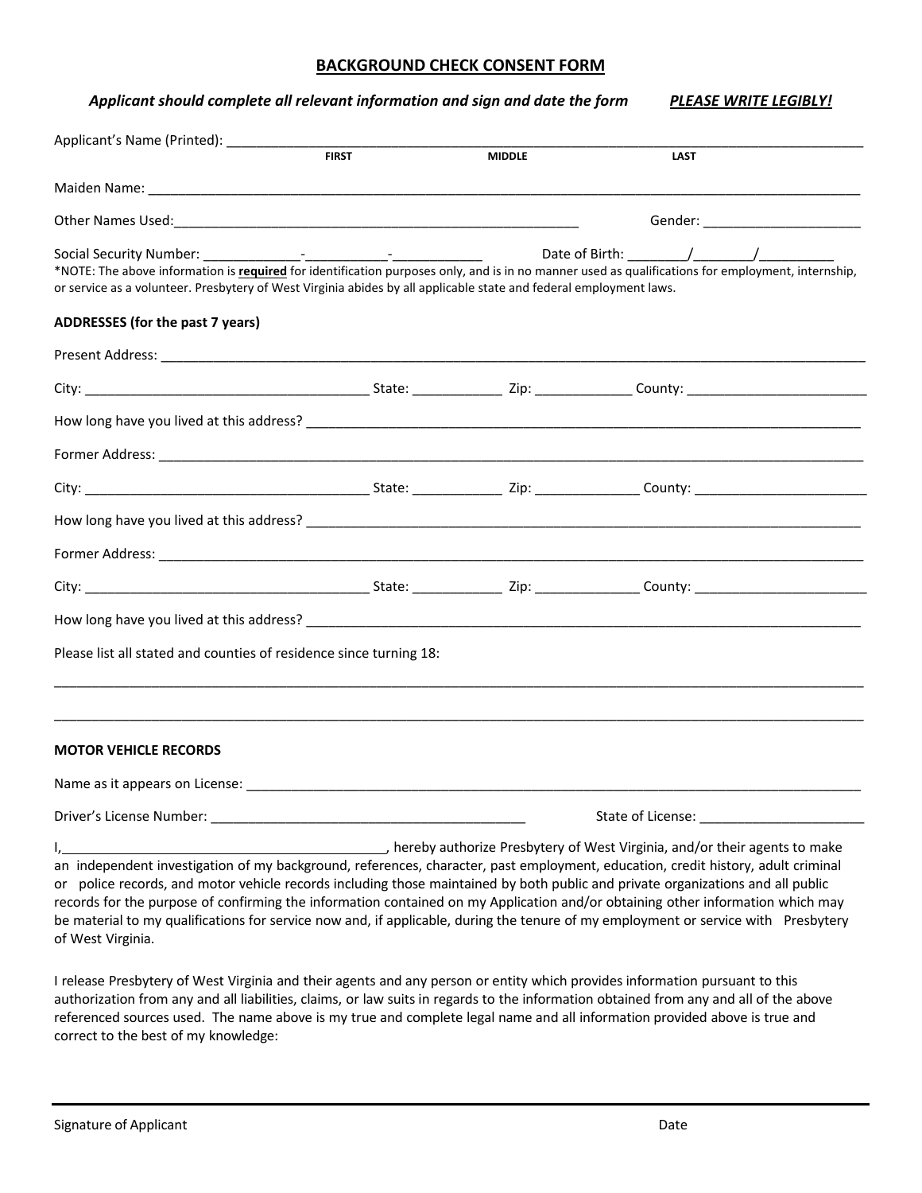# BACKGROUND CHECK CONSENT FORM

***Applicant should complete all relevant information and sign and date the form*** ***PLEASE WRITE LEGIBLY!***

Applicant's Name (Printed): ______________________________________________________________

FIRST MIDDLE LAST

Maiden Name: ______________________________________________________________

Other Names Used: ________________________________________ Gender: ____________________

Social Security Number: ____________-__________-__________ Date of Birth: _______/_______/_________

*NOTE: The above information is **required** for identification purposes only, and is in no manner used as qualifications for employment, internship, or service as a volunteer. Presbytery of West Virginia abides by all applicable state and federal employment laws.

**ADDRESSES (for the past 7 years)**

Present Address: ______________________________________________________________

City: ______________________________ State: __________ Zip: ___________ County: ____________________

How long have you lived at this address? ________________________________________________

Former Address: ______________________________________________________________

City: ______________________________ State: __________ Zip: ___________ County: ____________________

How long have you lived at this address? ________________________________________________

Former Address: ______________________________________________________________

City: ______________________________ State: __________ Zip: ___________ County: ____________________

How long have you lived at this address? ________________________________________________

Please list all stated and counties of residence since turning 18:

______________________________________________________________

______________________________________________________________

**MOTOR VEHICLE RECORDS**

Name as it appears on License: ______________________________________________________________

Driver's License Number: ________________________________ State of License: ____________________

I, ________________________________, hereby authorize Presbytery of West Virginia, and/or their agents to make an independent investigation of my background, references, character, past employment, education, credit history, adult criminal or police records, and motor vehicle records including those maintained by both public and private organizations and all public records for the purpose of confirming the information contained on my Application and/or obtaining other information which may be material to my qualifications for service now and, if applicable, during the tenure of my employment or service with Presbytery of West Virginia.

I release Presbytery of West Virginia and their agents and any person or entity which provides information pursuant to this authorization from any and all liabilities, claims, or law suits in regards to the information obtained from any and all of the above referenced sources used. The name above is my true and complete legal name and all information provided above is true and correct to the best of my knowledge:

______________________________________________________________

Signature of Applicant Date